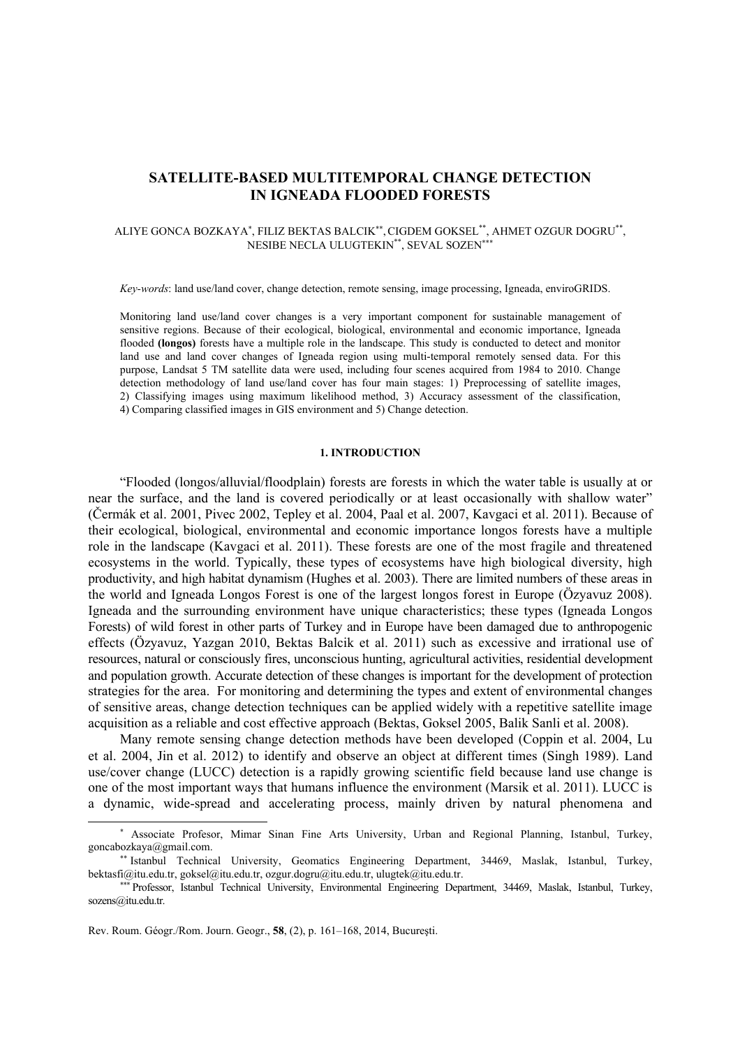# SATELLITE-BASED MULTITEMPORAL CHANGE DETECTION IN IGNEADA FLOODED FORESTS

ALIYE GONCA BOZKAYA[*], FILIZ BEKTAS BALCIK[**], CIGDEM GOKSEL[**], AHMET OZGUR DOGRU[**], NESIBE NECLA ULUGTEKIN[**], SEVAL SOZEN[***]

*Key-words*: land use/land cover, change detection, remote sensing, image processing, Igneada, enviroGRIDS.

Monitoring land use/land cover changes is a very important component for sustainable management of sensitive regions. Because of their ecological, biological, environmental and economic importance, Igneada flooded **(longos)** forests have a multiple role in the landscape. This study is conducted to detect and monitor land use and land cover changes of Igneada region using multi-temporal remotely sensed data. For this purpose, Landsat 5 TM satellite data were used, including four scenes acquired from 1984 to 2010. Change detection methodology of land use/land cover has four main stages: 1) Preprocessing of satellite images, 2) Classifying images using maximum likelihood method, 3) Accuracy assessment of the classification, 4) Comparing classified images in GIS environment and 5) Change detection.

## 1. INTRODUCTION

"Flooded (longos/alluvial/floodplain) forests are forests in which the water table is usually at or near the surface, and the land is covered periodically or at least occasionally with shallow water" (Čermák et al. 2001, Pivec 2002, Tepley et al. 2004, Paal et al. 2007, Kavgaci et al. 2011). Because of their ecological, biological, environmental and economic importance longos forests have a multiple role in the landscape (Kavgaci et al. 2011). These forests are one of the most fragile and threatened ecosystems in the world. Typically, these types of ecosystems have high biological diversity, high productivity, and high habitat dynamism (Hughes et al. 2003). There are limited numbers of these areas in the world and Igneada Longos Forest is one of the largest longos forest in Europe (Özyavuz 2008). Igneada and the surrounding environment have unique characteristics; these types (Igneada Longos Forests) of wild forest in other parts of Turkey and in Europe have been damaged due to anthropogenic effects (Özyavuz, Yazgan 2010, Bektas Balcik et al. 2011) such as excessive and irrational use of resources, natural or consciously fires, unconscious hunting, agricultural activities, residential development and population growth. Accurate detection of these changes is important for the development of protection strategies for the area. For monitoring and determining the types and extent of environmental changes of sensitive areas, change detection techniques can be applied widely with a repetitive satellite image acquisition as a reliable and cost effective approach (Bektas, Goksel 2005, Balik Sanli et al. 2008).

Many remote sensing change detection methods have been developed (Coppin et al. 2004, Lu et al. 2004, Jin et al. 2012) to identify and observe an object at different times (Singh 1989). Land use/cover change (LUCC) detection is a rapidly growing scientific field because land use change is one of the most important ways that humans influence the environment (Marsik et al. 2011). LUCC is a dynamic, wide-spread and accelerating process, mainly driven by natural phenomena and

---

[*] Associate Profesor, Mimar Sinan Fine Arts University, Urban and Regional Planning, Istanbul, Turkey, goncabozkaya@gmail.com.

[**] Istanbul Technical University, Geomatics Engineering Department, 34469, Maslak, Istanbul, Turkey, bektasfi@itu.edu.tr, goksel@itu.edu.tr, ozgur.dogru@itu.edu.tr, ulugtek@itu.edu.tr.

[***] Professor, Istanbul Technical University, Environmental Engineering Department, 34469, Maslak, Istanbul, Turkey, sozens@itu.edu.tr.

Rev. Roum. Géogr./Rom. Journ. Geogr., **58**, (2), p. 161–168, 2014, Bucureşti.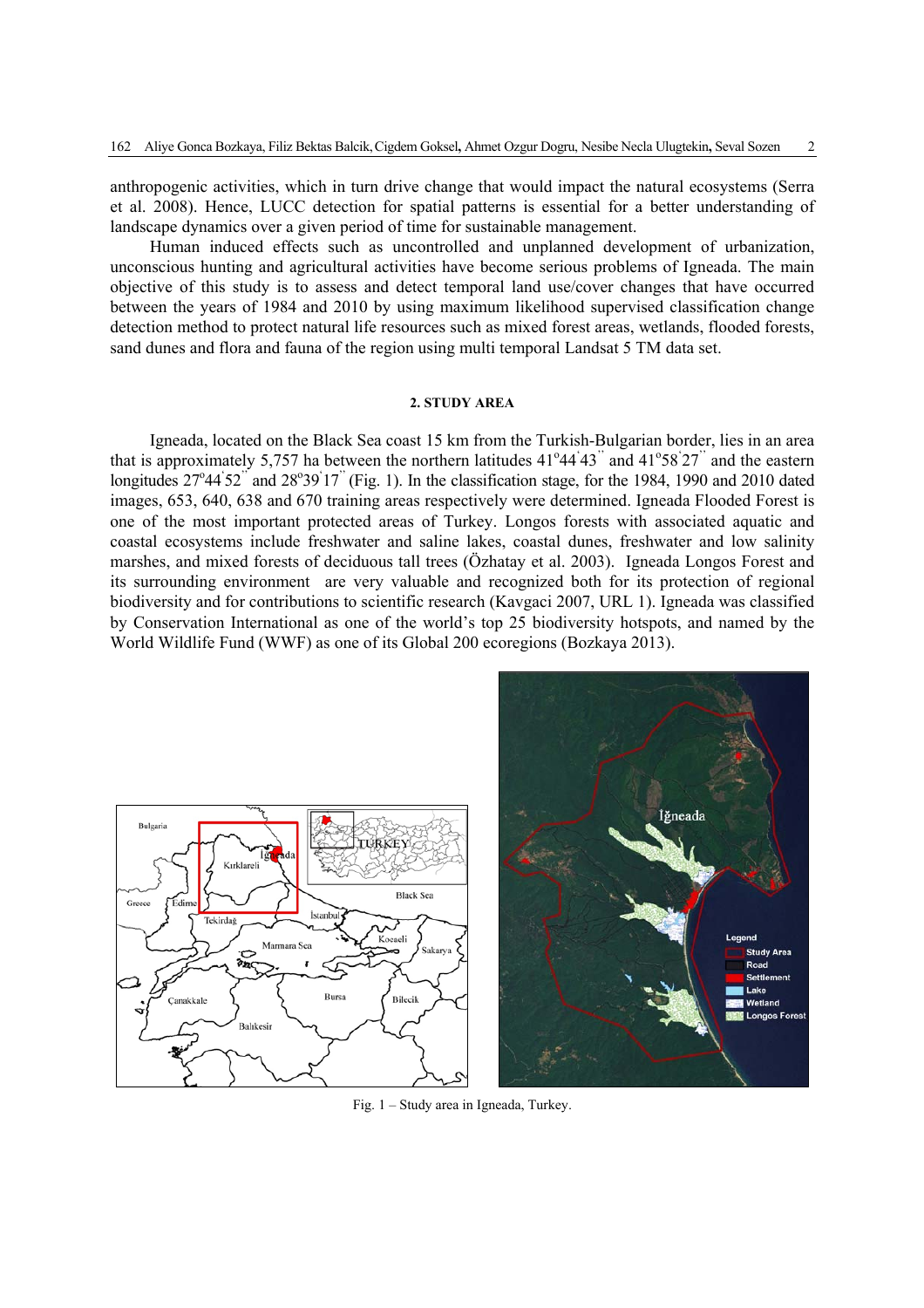anthropogenic activities, which in turn drive change that would impact the natural ecosystems (Serra et al. 2008). Hence, LUCC detection for spatial patterns is essential for a better understanding of landscape dynamics over a given period of time for sustainable management.

Human induced effects such as uncontrolled and unplanned development of urbanization, unconscious hunting and agricultural activities have become serious problems of Igneada. The main objective of this study is to assess and detect temporal land use/cover changes that have occurred between the years of 1984 and 2010 by using maximum likelihood supervised classification change detection method to protect natural life resources such as mixed forest areas, wetlands, flooded forests, sand dunes and flora and fauna of the region using multi temporal Landsat 5 TM data set.

## 2. STUDY AREA

Igneada, located on the Black Sea coast 15 km from the Turkish-Bulgarian border, lies in an area that is approximately 5,757 ha between the northern latitudes 41°44'43'' and 41°58'27'' and the eastern longitudes 27°44'52'' and 28°39'17'' (Fig. 1). In the classification stage, for the 1984, 1990 and 2010 dated images, 653, 640, 638 and 670 training areas respectively were determined. Igneada Flooded Forest is one of the most important protected areas of Turkey. Longos forests with associated aquatic and coastal ecosystems include freshwater and saline lakes, coastal dunes, freshwater and low salinity marshes, and mixed forests of deciduous tall trees (Özhatay et al. 2003). Igneada Longos Forest and its surrounding environment are very valuable and recognized both for its protection of regional biodiversity and for contributions to scientific research (Kavgaci 2007, URL 1). Igneada was classified by Conservation International as one of the world's top 25 biodiversity hotspots, and named by the World Wildlife Fund (WWF) as one of its Global 200 ecoregions (Bozkaya 2013).

Fig. 1 – Study area in Igneada, Turkey.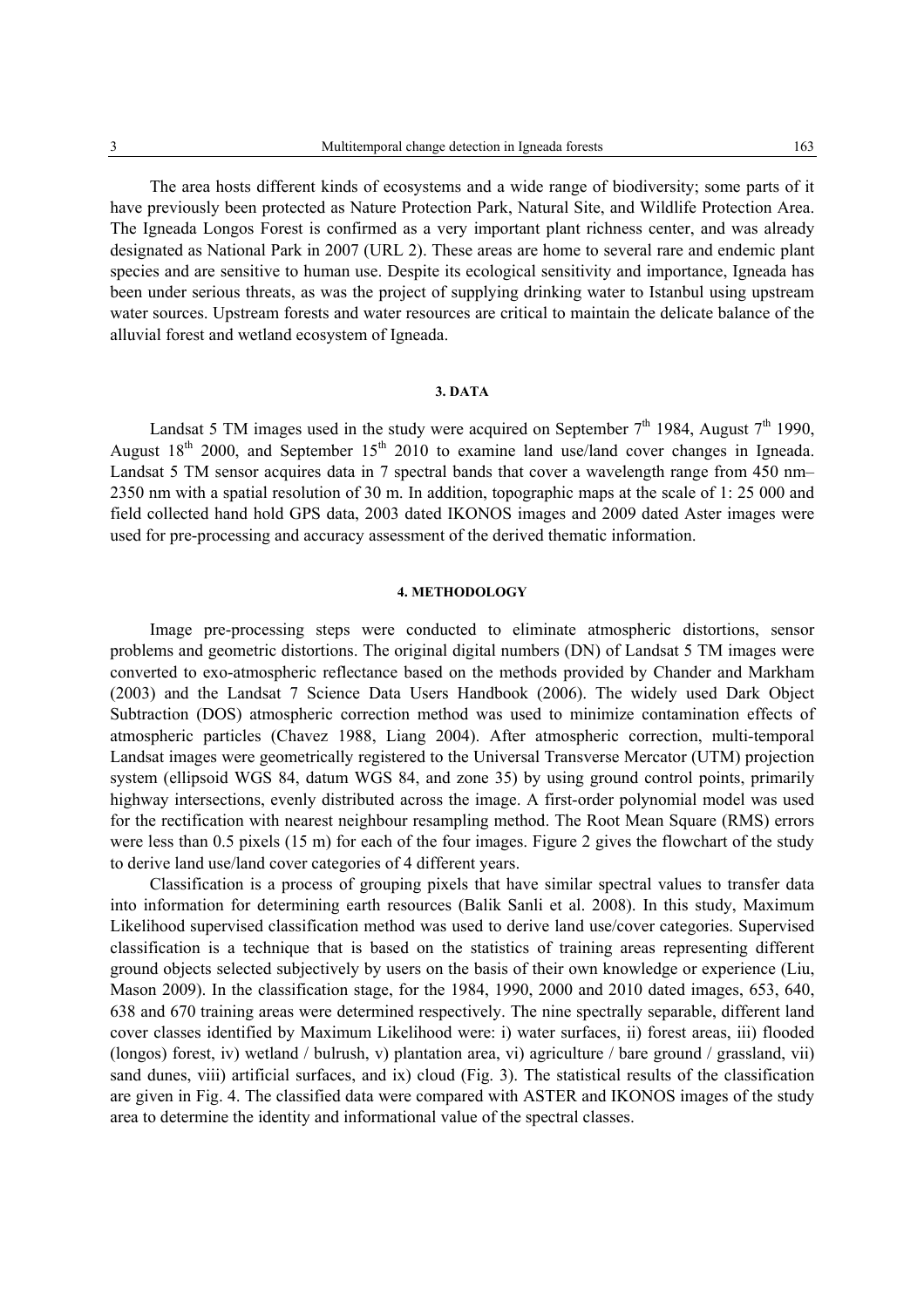The area hosts different kinds of ecosystems and a wide range of biodiversity; some parts of it have previously been protected as Nature Protection Park, Natural Site, and Wildlife Protection Area. The Igneada Longos Forest is confirmed as a very important plant richness center, and was already designated as National Park in 2007 (URL 2). These areas are home to several rare and endemic plant species and are sensitive to human use. Despite its ecological sensitivity and importance, Igneada has been under serious threats, as was the project of supplying drinking water to Istanbul using upstream water sources. Upstream forests and water resources are critical to maintain the delicate balance of the alluvial forest and wetland ecosystem of Igneada.

## 3. DATA

Landsat 5 TM images used in the study were acquired on September 7th 1984, August 7th 1990, August 18th 2000, and September 15th 2010 to examine land use/land cover changes in Igneada. Landsat 5 TM sensor acquires data in 7 spectral bands that cover a wavelength range from 450 nm–2350 nm with a spatial resolution of 30 m. In addition, topographic maps at the scale of 1: 25 000 and field collected hand hold GPS data, 2003 dated IKONOS images and 2009 dated Aster images were used for pre-processing and accuracy assessment of the derived thematic information.

## 4. METHODOLOGY

Image pre-processing steps were conducted to eliminate atmospheric distortions, sensor problems and geometric distortions. The original digital numbers (DN) of Landsat 5 TM images were converted to exo-atmospheric reflectance based on the methods provided by Chander and Markham (2003) and the Landsat 7 Science Data Users Handbook (2006). The widely used Dark Object Subtraction (DOS) atmospheric correction method was used to minimize contamination effects of atmospheric particles (Chavez 1988, Liang 2004). After atmospheric correction, multi-temporal Landsat images were geometrically registered to the Universal Transverse Mercator (UTM) projection system (ellipsoid WGS 84, datum WGS 84, and zone 35) by using ground control points, primarily highway intersections, evenly distributed across the image. A first-order polynomial model was used for the rectification with nearest neighbour resampling method. The Root Mean Square (RMS) errors were less than 0.5 pixels (15 m) for each of the four images. Figure 2 gives the flowchart of the study to derive land use/land cover categories of 4 different years.

Classification is a process of grouping pixels that have similar spectral values to transfer data into information for determining earth resources (Balik Sanli et al. 2008). In this study, Maximum Likelihood supervised classification method was used to derive land use/cover categories. Supervised classification is a technique that is based on the statistics of training areas representing different ground objects selected subjectively by users on the basis of their own knowledge or experience (Liu, Mason 2009). In the classification stage, for the 1984, 1990, 2000 and 2010 dated images, 653, 640, 638 and 670 training areas were determined respectively. The nine spectrally separable, different land cover classes identified by Maximum Likelihood were: i) water surfaces, ii) forest areas, iii) flooded (longos) forest, iv) wetland / bulrush, v) plantation area, vi) agriculture / bare ground / grassland, vii) sand dunes, viii) artificial surfaces, and ix) cloud (Fig. 3). The statistical results of the classification are given in Fig. 4. The classified data were compared with ASTER and IKONOS images of the study area to determine the identity and informational value of the spectral classes.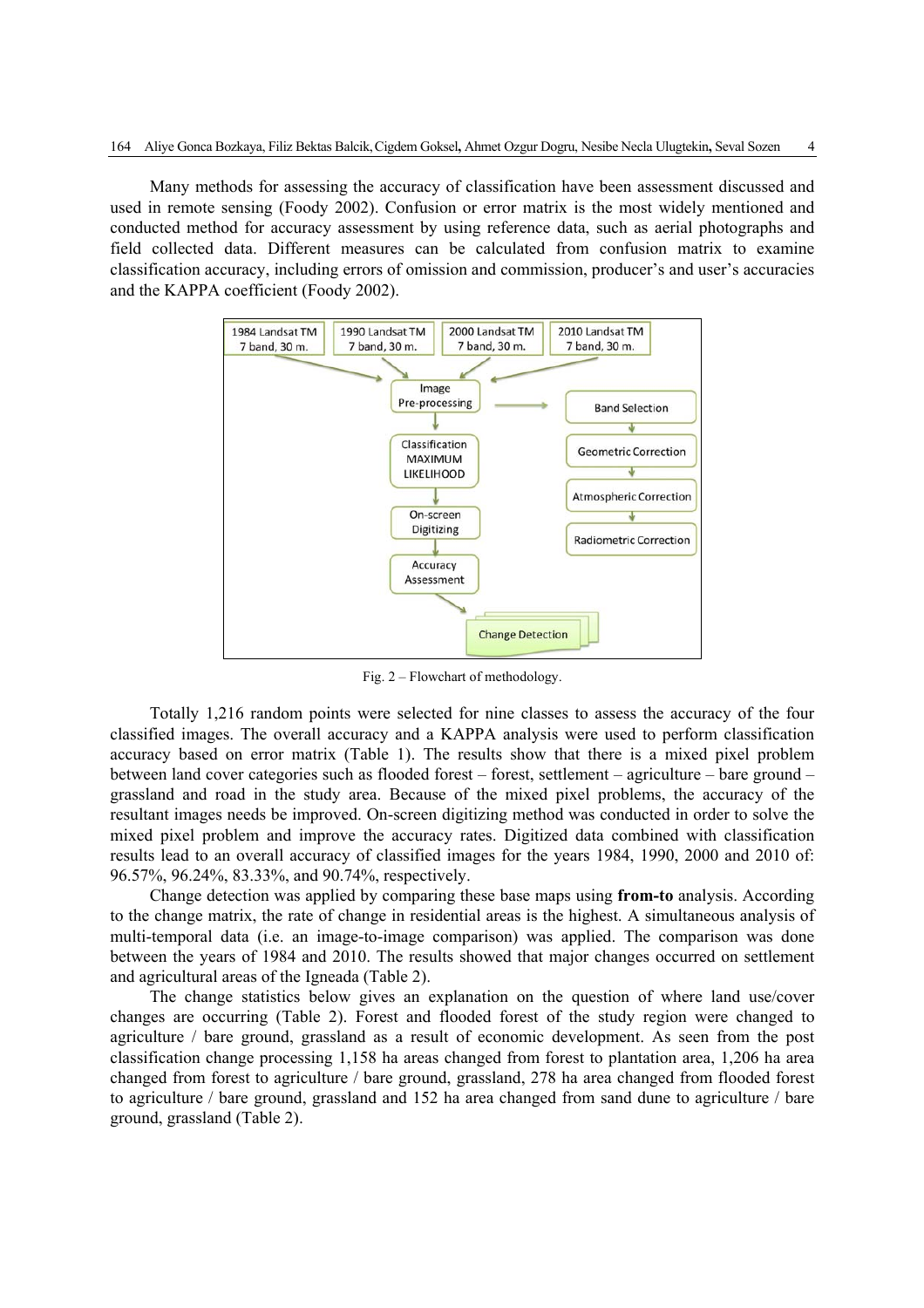Many methods for assessing the accuracy of classification have been assessment discussed and used in remote sensing (Foody 2002). Confusion or error matrix is the most widely mentioned and conducted method for accuracy assessment by using reference data, such as aerial photographs and field collected data. Different measures can be calculated from confusion matrix to examine classification accuracy, including errors of omission and commission, producer's and user's accuracies and the KAPPA coefficient (Foody 2002).

Fig. 2 – Flowchart of methodology.

Totally 1,216 random points were selected for nine classes to assess the accuracy of the four classified images. The overall accuracy and a KAPPA analysis were used to perform classification accuracy based on error matrix (Table 1). The results show that there is a mixed pixel problem between land cover categories such as flooded forest – forest, settlement – agriculture – bare ground – grassland and road in the study area. Because of the mixed pixel problems, the accuracy of the resultant images needs be improved. On-screen digitizing method was conducted in order to solve the mixed pixel problem and improve the accuracy rates. Digitized data combined with classification results lead to an overall accuracy of classified images for the years 1984, 1990, 2000 and 2010 of: 96.57%, 96.24%, 83.33%, and 90.74%, respectively.

Change detection was applied by comparing these base maps using **from-to** analysis. According to the change matrix, the rate of change in residential areas is the highest. A simultaneous analysis of multi-temporal data (i.e. an image-to-image comparison) was applied. The comparison was done between the years of 1984 and 2010. The results showed that major changes occurred on settlement and agricultural areas of the Igneada (Table 2).

The change statistics below gives an explanation on the question of where land use/cover changes are occurring (Table 2). Forest and flooded forest of the study region were changed to agriculture / bare ground, grassland as a result of economic development. As seen from the post classification change processing 1,158 ha areas changed from forest to plantation area, 1,206 ha area changed from forest to agriculture / bare ground, grassland, 278 ha area changed from flooded forest to agriculture / bare ground, grassland and 152 ha area changed from sand dune to agriculture / bare ground, grassland (Table 2).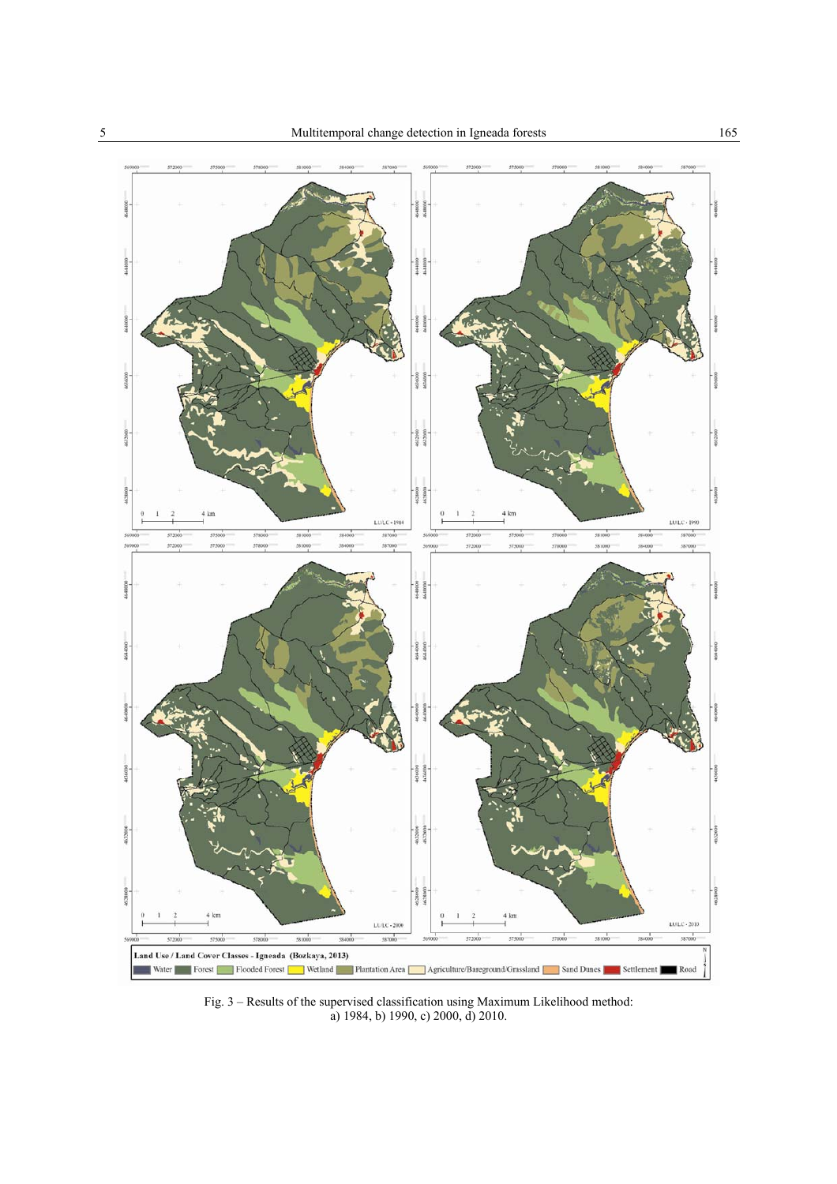Fig. 3 – Results of the supervised classification using Maximum Likelihood method: a) 1984, b) 1990, c) 2000, d) 2010.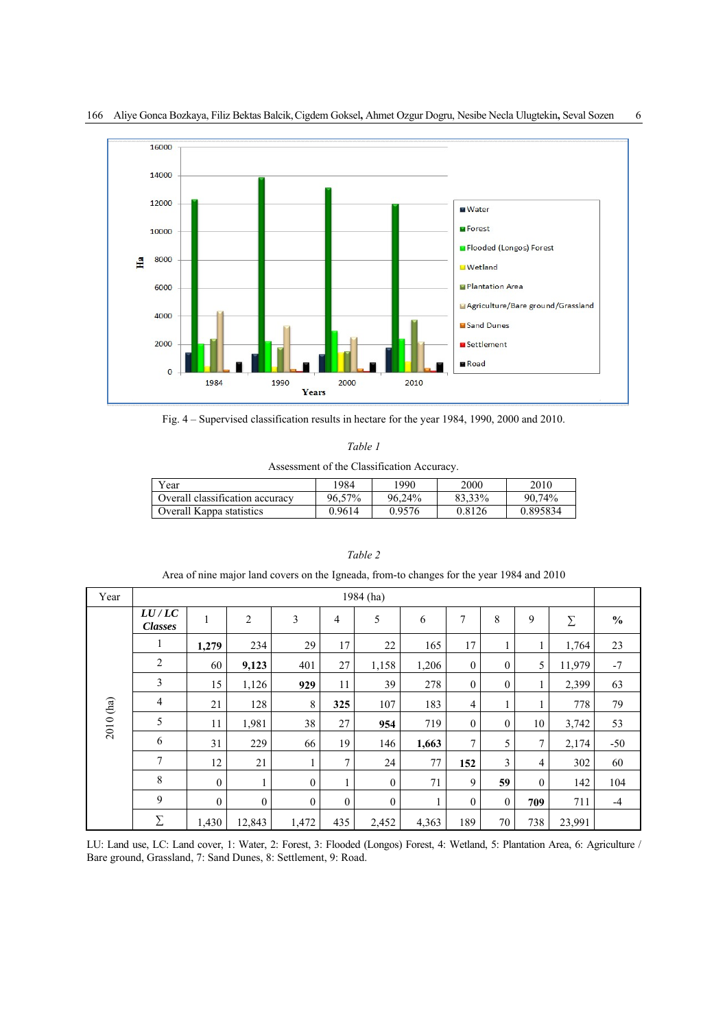Fig. 4 – Supervised classification results in hectare for the year 1984, 1990, 2000 and 2010.

*Table 1*

Assessment of the Classification Accuracy.

| Year | 1984 | 1990 | 2000 | 2010 |
|---|---|---|---|---|
| Overall classification accuracy | 96,57% | 96,24% | 83,33% | 90,74% |
| Overall Kappa statistics | 0.9614 | 0.9576 | 0.8126 | 0.895834 |

*Table 2*

Area of nine major land covers on the Igneada, from-to changes for the year 1984 and 2010

| Year | 1984 (ha) | | | | | | | | | | | |
|---|---|---|---|---|---|---|---|---|---|---|---|---|
| 2010 (ha) | ***LU / LC Classes*** | 1 | 2 | 3 | 4 | 5 | 6 | 7 | 8 | 9 | ∑ | **%** |
| | 1 | **1,279** | 234 | 29 | 17 | 22 | 165 | 17 | 1 | 1 | 1,764 | 23 |
| | 2 | 60 | **9,123** | 401 | 27 | 1,158 | 1,206 | 0 | 0 | 5 | 11,979 | -7 |
| | 3 | 15 | 1,126 | **929** | 11 | 39 | 278 | 0 | 0 | 1 | 2,399 | 63 |
| | 4 | 21 | 128 | 8 | **325** | 107 | 183 | 4 | 1 | 1 | 778 | 79 |
| | 5 | 11 | 1,981 | 38 | 27 | **954** | 719 | 0 | 0 | 10 | 3,742 | 53 |
| | 6 | 31 | 229 | 66 | 19 | 146 | **1,663** | 7 | 5 | 7 | 2,174 | -50 |
| | 7 | 12 | 21 | 1 | 7 | 24 | 77 | **152** | 3 | 4 | 302 | 60 |
| | 8 | 0 | 1 | 0 | 1 | 0 | 71 | 9 | **59** | 0 | 142 | 104 |
| | 9 | 0 | 0 | 0 | 0 | 0 | 1 | 0 | 0 | **709** | 711 | -4 |
| | ∑ | 1,430 | 12,843 | 1,472 | 435 | 2,452 | 4,363 | 189 | 70 | 738 | 23,991 | |

LU: Land use, LC: Land cover, 1: Water, 2: Forest, 3: Flooded (Longos) Forest, 4: Wetland, 5: Plantation Area, 6: Agriculture / Bare ground, Grassland, 7: Sand Dunes, 8: Settlement, 9: Road.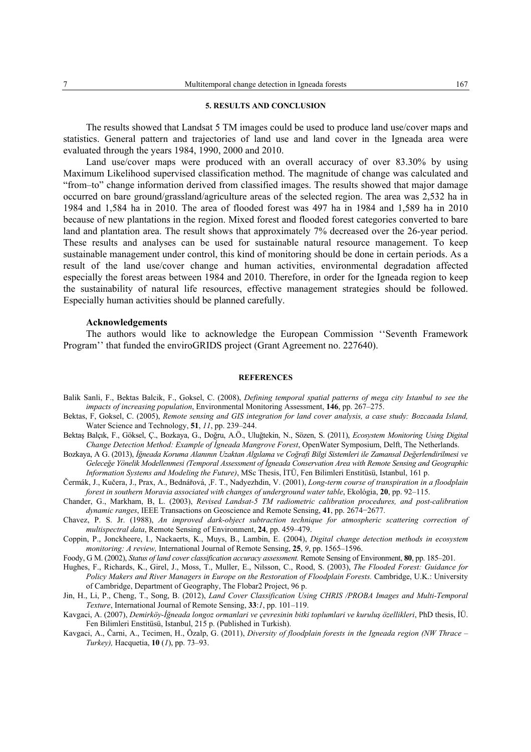## 5. RESULTS AND CONCLUSION

The results showed that Landsat 5 TM images could be used to produce land use/cover maps and statistics. General pattern and trajectories of land use and land cover in the Igneada area were evaluated through the years 1984, 1990, 2000 and 2010.

Land use/cover maps were produced with an overall accuracy of over 83.30% by using Maximum Likelihood supervised classification method. The magnitude of change was calculated and "from–to" change information derived from classified images. The results showed that major damage occurred on bare ground/grassland/agriculture areas of the selected region. The area was 2,532 ha in 1984 and 1,584 ha in 2010. The area of flooded forest was 497 ha in 1984 and 1,589 ha in 2010 because of new plantations in the region. Mixed forest and flooded forest categories converted to bare land and plantation area. The result shows that approximately 7% decreased over the 26-year period. These results and analyses can be used for sustainable natural resource management. To keep sustainable management under control, this kind of monitoring should be done in certain periods. As a result of the land use/cover change and human activities, environmental degradation affected especially the forest areas between 1984 and 2010. Therefore, in order for the Igneada region to keep the sustainability of natural life resources, effective management strategies should be followed. Especially human activities should be planned carefully.

### Acknowledgements

The authors would like to acknowledge the European Commission ''Seventh Framework Program'' that funded the enviroGRIDS project (Grant Agreement no. 227640).

## REFERENCES

Balik Sanli, F., Bektas Balcik, F., Goksel, C. (2008), *Defining temporal spatial patterns of mega city Istanbul to see the impacts of increasing population*, Environmental Monitoring Assessment, **146**, pp. 267–275.

Bektas, F, Goksel, C. (2005), *Remote sensing and GIS integration for land cover analysis, a case study: Bozcaada Island,* Water Science and Technology, **51**, *11*, pp. 239–244.

Bektaş Balçık, F., Göksel, Ç., Bozkaya, G., Doğru, A.Ö., Uluğtekin, N., Sözen, S. (2011), *Ecosystem Monitoring Using Digital Change Detection Method: Example of İgneada Mangrove Forest*, OpenWater Symposium, Delft, The Netherlands.

Bozkaya, A G. (2013), *İğneada Koruma Alanının Uzaktan Algılama ve Coğrafi Bilgi Sistemleri ile Zamansal Değerlendirilmesi ve Geleceğe Yönelik Modellenmesi (Temporal Assessment of İgneada Conservation Area with Remote Sensing and Geographic Information Systems and Modeling the Future)*, MSc Thesis, İTÜ, Fen Bilimleri Enstitüsü, Istanbul, 161 p.

Čermák, J., Kučera, J., Prax, A., Bednářová, ,F. T., Nadyezhdin, V. (2001), *Long-term course of transpiration in a floodplain forest in southern Moravia associated with changes of underground water table*, Ekológia, **20**, pp. 92–115.

Chander, G., Markham, B, L. (2003), *Revised Landsat-5 TM radiometric calibration procedures, and post-calibration dynamic ranges*, IEEE Transactions on Geoscience and Remote Sensing, **41**, pp. 2674−2677.

Chavez, P. S. Jr. (1988), *An improved dark-object subtraction technique for atmospheric scattering correction of multispectral data*, Remote Sensing of Environment, **24**, pp. 459–479.

Coppin, P., Jonckheere, I., Nackaerts, K., Muys, B., Lambin, E. (2004), *Digital change detection methods in ecosystem monitoring: A review,* International Journal of Remote Sensing, **25**, *9*, pp. 1565–1596.

Foody, G M. (2002), *Status of land cover classification accuracy assessment.* Remote Sensing of Environment, **80**, pp. 185–201.

Hughes, F., Richards, K., Girel, J., Moss, T., Muller, E., Nilsson, C., Rood, S. (2003), *The Flooded Forest: Guidance for Policy Makers and River Managers in Europe on the Restoration of Floodplain Forests.* Cambridge, U.K.: University of Cambridge, Department of Geography, The Flobar2 Project, 96 p.

Jin, H., Li, P., Cheng, T., Song, B. (2012), *Land Cover Classification Using CHRIS /PROBA Images and Multi-Temporal Texture*, International Journal of Remote Sensing, **33**:*1*, pp. 101–119.

Kavgaci, A. (2007), *Demirköy-İğneada longoz ormanlari ve çevresinin bitki toplumlari ve kuruluş özellikleri*, PhD thesis, İÜ. Fen Bilimleri Enstitüsü, Istanbul, 215 p. (Published in Turkish).

Kavgaci, A., Čarni, A., Tecimen, H., Özalp, G. (2011), *Diversity of floodplain forests in the Igneada region (NW Thrace – Turkey),* Hacquetia, **10** (*1*), pp. 73–93.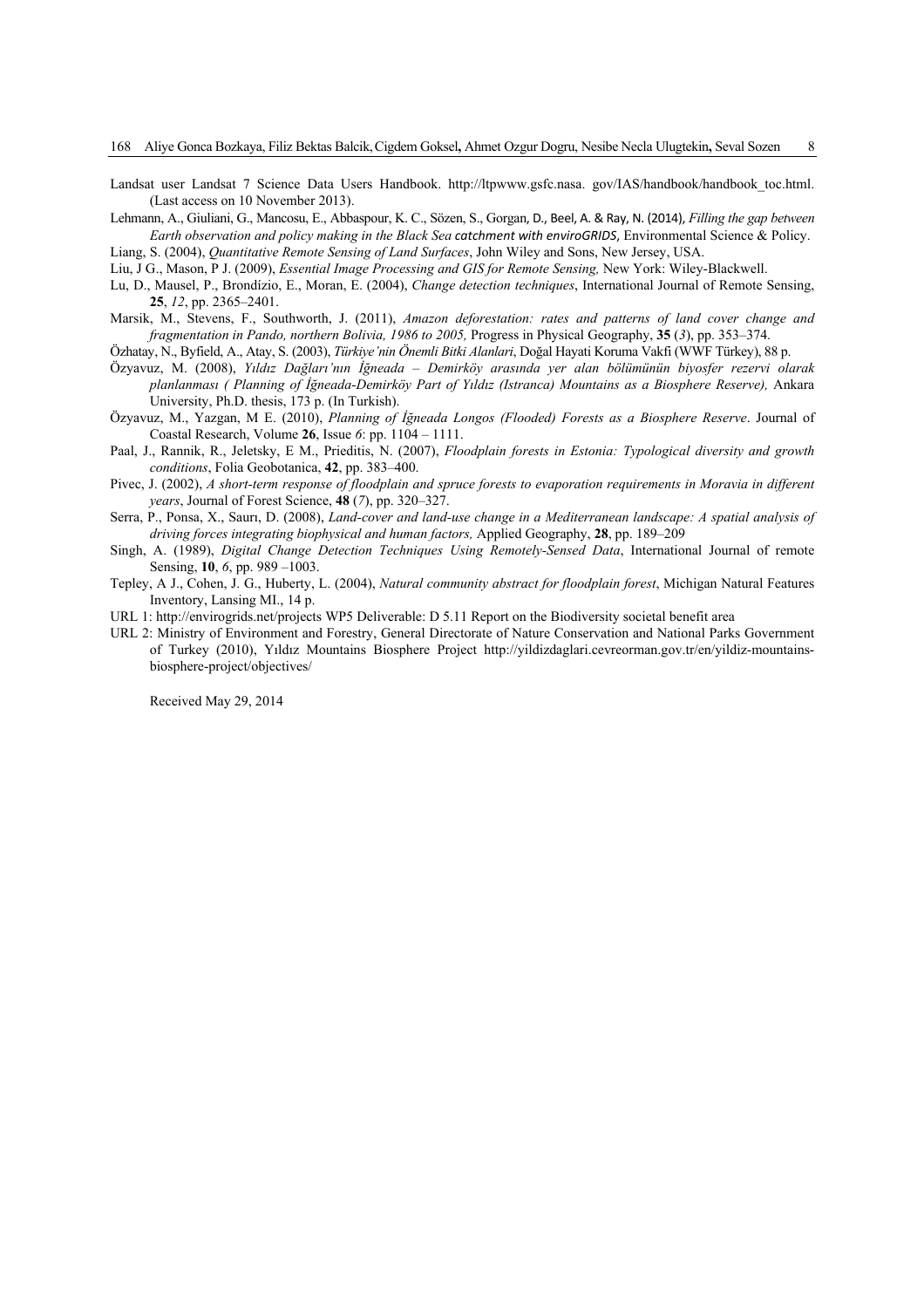Landsat user Landsat 7 Science Data Users Handbook. http://ltpwww.gsfc.nasa. gov/IAS/handbook/handbook_toc.html. (Last access on 10 November 2013).

Lehmann, A., Giuliani, G., Mancosu, E., Abbaspour, K. C., Sözen, S., Gorgan, D., Beel, A. & Ray, N. (2014), *Filling the gap between Earth observation and policy making in the Black Sea catchment with enviroGRIDS*, Environmental Science & Policy.

Liang, S. (2004), *Quantitative Remote Sensing of Land Surfaces*, John Wiley and Sons, New Jersey, USA.

Liu, J G., Mason, P J. (2009), *Essential Image Processing and GIS for Remote Sensing,* New York: Wiley-Blackwell.

Lu, D., Mausel, P., Brondízio, E., Moran, E. (2004), *Change detection techniques*, International Journal of Remote Sensing, **25**, *12*, pp. 2365–2401.

Marsik, M., Stevens, F., Southworth, J. (2011), *Amazon deforestation: rates and patterns of land cover change and fragmentation in Pando, northern Bolivia, 1986 to 2005,* Progress in Physical Geography, **35** (*3*), pp. 353–374.

Özhatay, N., Byfield, A., Atay, S. (2003), *Türkiye'nin Önemli Bitki Alanlari*, Doğal Hayati Koruma Vakfi (WWF Türkey), 88 p.

Özyavuz, M. (2008), *Yıldız Dağları'nın İğneada – Demirköy arasında yer alan bölümünün biyosfer rezervi olarak planlanması ( Planning of İğneada-Demirköy Part of Yıldız (Istranca) Mountains as a Biosphere Reserve),* Ankara University, Ph.D. thesis, 173 p. (In Turkish).

Özyavuz, M., Yazgan, M E. (2010), *Planning of İğneada Longos (Flooded) Forests as a Biosphere Reserve*. Journal of Coastal Research, Volume **26**, Issue *6*: pp. 1104 – 1111.

Paal, J., Rannik, R., Jeletsky, E M., Prieditis, N. (2007), *Floodplain forests in Estonia: Typological diversity and growth conditions*, Folia Geobotanica, **42**, pp. 383–400.

Pivec, J. (2002), *A short-term response of floodplain and spruce forests to evaporation requirements in Moravia in different years*, Journal of Forest Science, **48** (*7*), pp. 320–327.

Serra, P., Ponsa, X., Saurı, D. (2008), *Land-cover and land-use change in a Mediterranean landscape: A spatial analysis of driving forces integrating biophysical and human factors,* Applied Geography, **28**, pp. 189–209

Singh, A. (1989), *Digital Change Detection Techniques Using Remotely-Sensed Data*, International Journal of remote Sensing, **10**, *6*, pp. 989 –1003.

Tepley, A J., Cohen, J. G., Huberty, L. (2004), *Natural community abstract for floodplain forest*, Michigan Natural Features Inventory, Lansing MI., 14 p.

URL 1: http://envirogrids.net/projects WP5 Deliverable: D 5.11 Report on the Biodiversity societal benefit area

URL 2: Ministry of Environment and Forestry, General Directorate of Nature Conservation and National Parks Government of Turkey (2010), Yıldız Mountains Biosphere Project http://yildizdaglari.cevreorman.gov.tr/en/yildiz-mountains-biosphere-project/objectives/

Received May 29, 2014